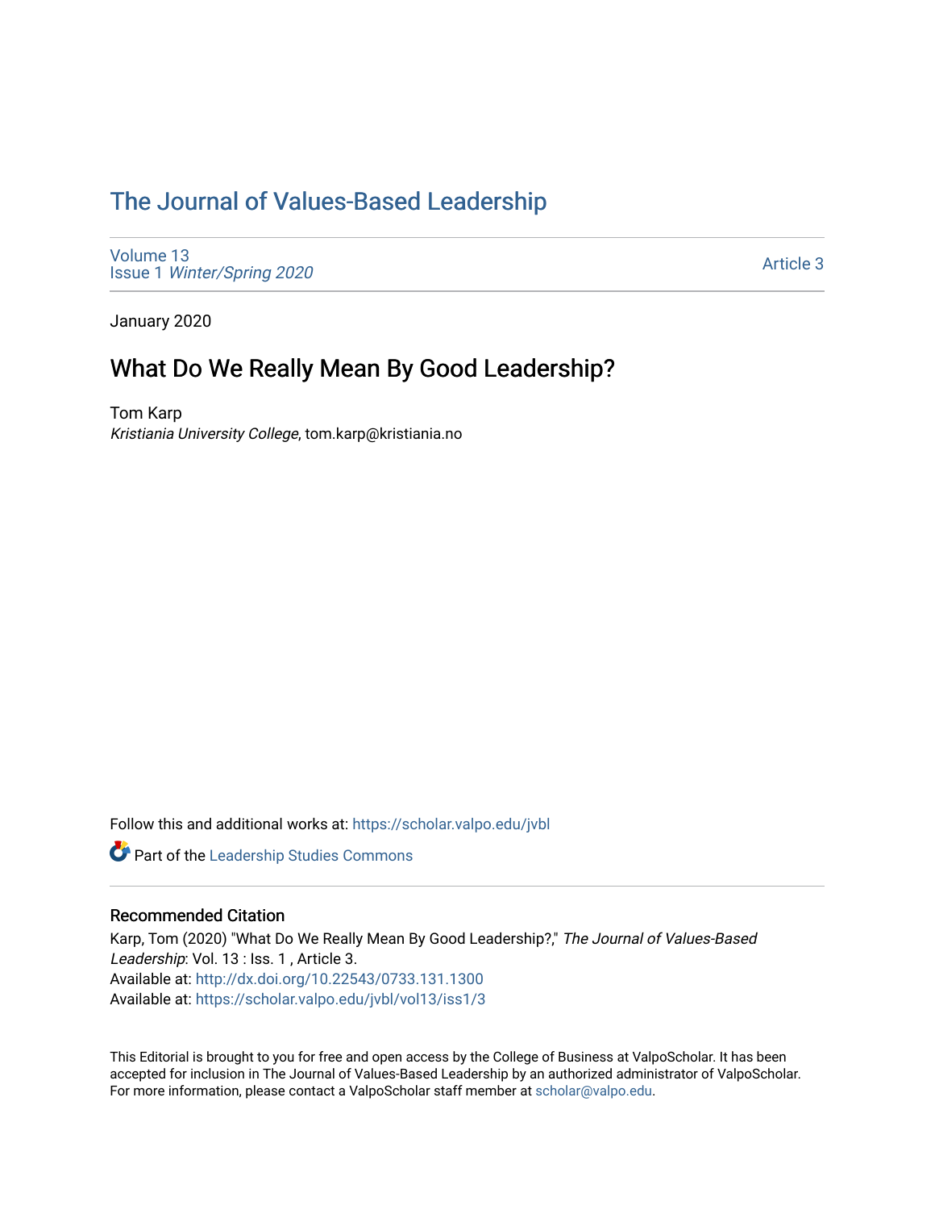# The Journal of Values-Based Leadership

Volume 13
Issue 1 *Winter/Spring 2020*

Article 3

January 2020

## What Do We Really Mean By Good Leadership?

Tom Karp
*Kristiania University College*, tom.karp@kristiania.no

Follow this and additional works at: https://scholar.valpo.edu/jvbl

Part of the Leadership Studies Commons

### Recommended Citation

Karp, Tom (2020) "What Do We Really Mean By Good Leadership?," *The Journal of Values-Based Leadership*: Vol. 13 : Iss. 1 , Article 3.
Available at: http://dx.doi.org/10.22543/0733.131.1300
Available at: https://scholar.valpo.edu/jvbl/vol13/iss1/3

This Editorial is brought to you for free and open access by the College of Business at ValpoScholar. It has been accepted for inclusion in The Journal of Values-Based Leadership by an authorized administrator of ValpoScholar. For more information, please contact a ValpoScholar staff member at scholar@valpo.edu.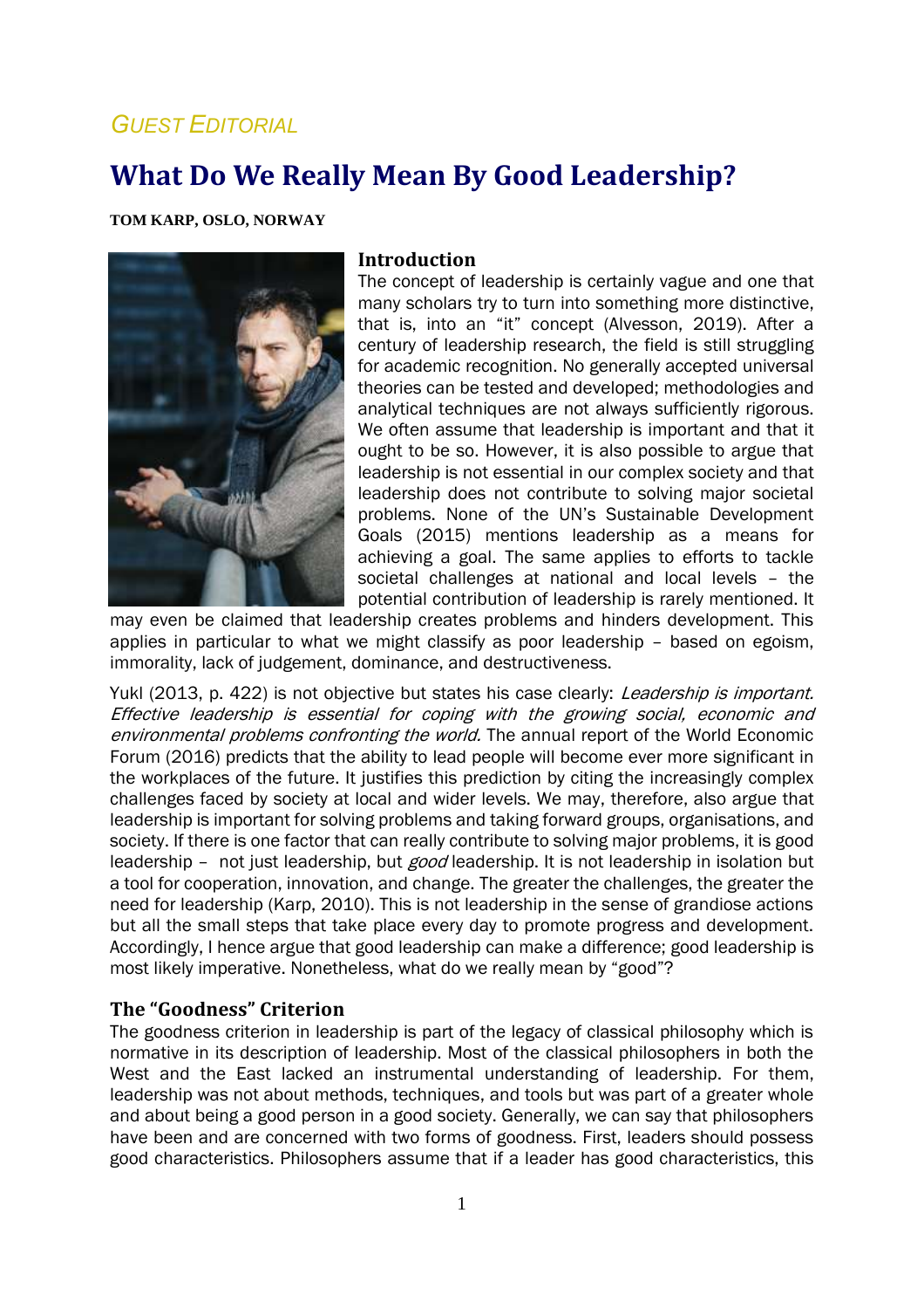*GUEST EDITORIAL*

# What Do We Really Mean By Good Leadership?

**TOM KARP, OSLO, NORWAY**

## Introduction

The concept of leadership is certainly vague and one that many scholars try to turn into something more distinctive, that is, into an "it" concept (Alvesson, 2019). After a century of leadership research, the field is still struggling for academic recognition. No generally accepted universal theories can be tested and developed; methodologies and analytical techniques are not always sufficiently rigorous. We often assume that leadership is important and that it ought to be so. However, it is also possible to argue that leadership is not essential in our complex society and that leadership does not contribute to solving major societal problems. None of the UN's Sustainable Development Goals (2015) mentions leadership as a means for achieving a goal. The same applies to efforts to tackle societal challenges at national and local levels – the potential contribution of leadership is rarely mentioned. It may even be claimed that leadership creates problems and hinders development. This applies in particular to what we might classify as poor leadership – based on egoism, immorality, lack of judgement, dominance, and destructiveness.

Yukl (2013, p. 422) is not objective but states his case clearly: *Leadership is important. Effective leadership is essential for coping with the growing social, economic and environmental problems confronting the world.* The annual report of the World Economic Forum (2016) predicts that the ability to lead people will become ever more significant in the workplaces of the future. It justifies this prediction by citing the increasingly complex challenges faced by society at local and wider levels. We may, therefore, also argue that leadership is important for solving problems and taking forward groups, organisations, and society. If there is one factor that can really contribute to solving major problems, it is good leadership – not just leadership, but *good* leadership. It is not leadership in isolation but a tool for cooperation, innovation, and change. The greater the challenges, the greater the need for leadership (Karp, 2010). This is not leadership in the sense of grandiose actions but all the small steps that take place every day to promote progress and development. Accordingly, I hence argue that good leadership can make a difference; good leadership is most likely imperative. Nonetheless, what do we really mean by "good"?

## The "Goodness" Criterion

The goodness criterion in leadership is part of the legacy of classical philosophy which is normative in its description of leadership. Most of the classical philosophers in both the West and the East lacked an instrumental understanding of leadership. For them, leadership was not about methods, techniques, and tools but was part of a greater whole and about being a good person in a good society. Generally, we can say that philosophers have been and are concerned with two forms of goodness. First, leaders should possess good characteristics. Philosophers assume that if a leader has good characteristics, this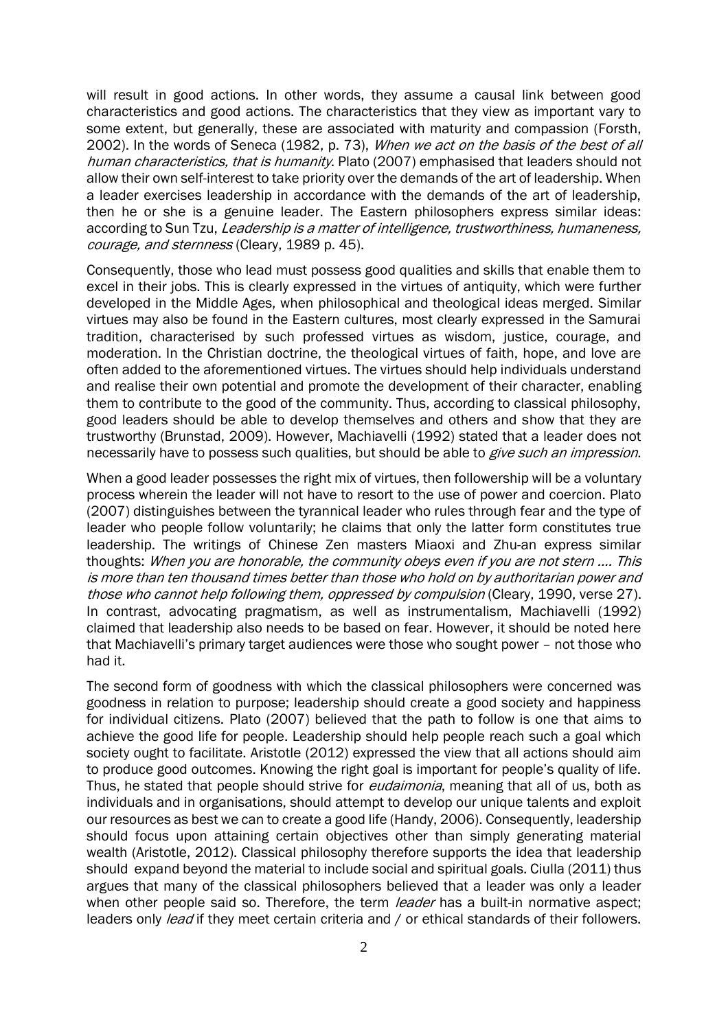will result in good actions. In other words, they assume a causal link between good characteristics and good actions. The characteristics that they view as important vary to some extent, but generally, these are associated with maturity and compassion (Forsth, 2002). In the words of Seneca (1982, p. 73), *When we act on the basis of the best of all human characteristics, that is humanity*. Plato (2007) emphasised that leaders should not allow their own self-interest to take priority over the demands of the art of leadership. When a leader exercises leadership in accordance with the demands of the art of leadership, then he or she is a genuine leader. The Eastern philosophers express similar ideas: according to Sun Tzu, *Leadership is a matter of intelligence, trustworthiness, humaneness, courage, and sternness* (Cleary, 1989 p. 45).

Consequently, those who lead must possess good qualities and skills that enable them to excel in their jobs. This is clearly expressed in the virtues of antiquity, which were further developed in the Middle Ages, when philosophical and theological ideas merged. Similar virtues may also be found in the Eastern cultures, most clearly expressed in the Samurai tradition, characterised by such professed virtues as wisdom, justice, courage, and moderation. In the Christian doctrine, the theological virtues of faith, hope, and love are often added to the aforementioned virtues. The virtues should help individuals understand and realise their own potential and promote the development of their character, enabling them to contribute to the good of the community. Thus, according to classical philosophy, good leaders should be able to develop themselves and others and show that they are trustworthy (Brunstad, 2009). However, Machiavelli (1992) stated that a leader does not necessarily have to possess such qualities, but should be able to *give such an impression*.

When a good leader possesses the right mix of virtues, then followership will be a voluntary process wherein the leader will not have to resort to the use of power and coercion. Plato (2007) distinguishes between the tyrannical leader who rules through fear and the type of leader who people follow voluntarily; he claims that only the latter form constitutes true leadership. The writings of Chinese Zen masters Miaoxi and Zhu-an express similar thoughts: *When you are honorable, the community obeys even if you are not stern .... This is more than ten thousand times better than those who hold on by authoritarian power and those who cannot help following them, oppressed by compulsion* (Cleary, 1990, verse 27). In contrast, advocating pragmatism, as well as instrumentalism, Machiavelli (1992) claimed that leadership also needs to be based on fear. However, it should be noted here that Machiavelli's primary target audiences were those who sought power – not those who had it.

The second form of goodness with which the classical philosophers were concerned was goodness in relation to purpose; leadership should create a good society and happiness for individual citizens. Plato (2007) believed that the path to follow is one that aims to achieve the good life for people. Leadership should help people reach such a goal which society ought to facilitate. Aristotle (2012) expressed the view that all actions should aim to produce good outcomes. Knowing the right goal is important for people's quality of life. Thus, he stated that people should strive for *eudaimonia*, meaning that all of us, both as individuals and in organisations, should attempt to develop our unique talents and exploit our resources as best we can to create a good life (Handy, 2006). Consequently, leadership should focus upon attaining certain objectives other than simply generating material wealth (Aristotle, 2012). Classical philosophy therefore supports the idea that leadership should expand beyond the material to include social and spiritual goals. Ciulla (2011) thus argues that many of the classical philosophers believed that a leader was only a leader when other people said so. Therefore, the term *leader* has a built-in normative aspect; leaders only *lead* if they meet certain criteria and / or ethical standards of their followers.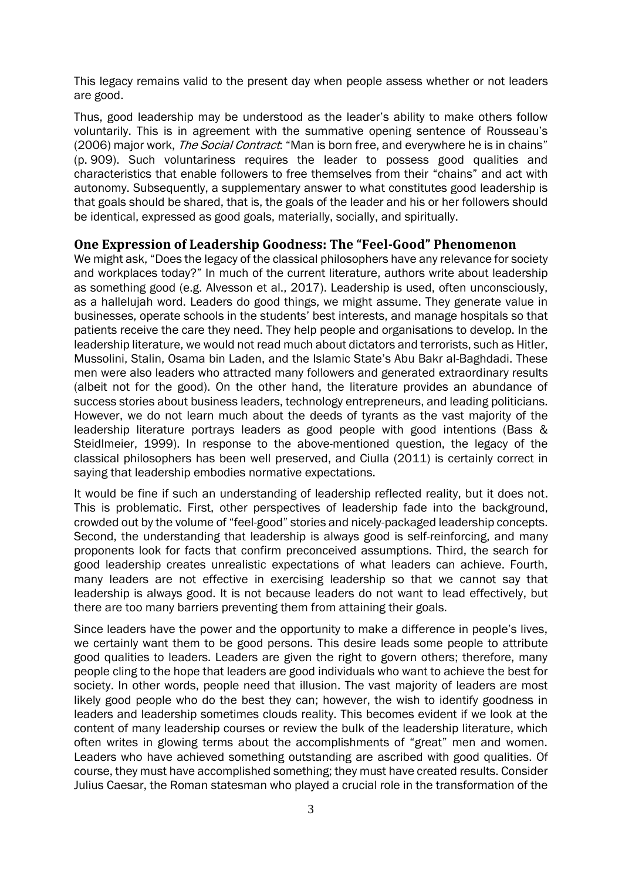This legacy remains valid to the present day when people assess whether or not leaders are good.

Thus, good leadership may be understood as the leader's ability to make others follow voluntarily. This is in agreement with the summative opening sentence of Rousseau's (2006) major work, *The Social Contract*: "Man is born free, and everywhere he is in chains" (p. 909). Such voluntariness requires the leader to possess good qualities and characteristics that enable followers to free themselves from their "chains" and act with autonomy. Subsequently, a supplementary answer to what constitutes good leadership is that goals should be shared, that is, the goals of the leader and his or her followers should be identical, expressed as good goals, materially, socially, and spiritually.

## One Expression of Leadership Goodness: The "Feel-Good" Phenomenon

We might ask, "Does the legacy of the classical philosophers have any relevance for society and workplaces today?" In much of the current literature, authors write about leadership as something good (e.g. Alvesson et al., 2017). Leadership is used, often unconsciously, as a hallelujah word. Leaders do good things, we might assume. They generate value in businesses, operate schools in the students' best interests, and manage hospitals so that patients receive the care they need. They help people and organisations to develop. In the leadership literature, we would not read much about dictators and terrorists, such as Hitler, Mussolini, Stalin, Osama bin Laden, and the Islamic State's Abu Bakr al-Baghdadi. These men were also leaders who attracted many followers and generated extraordinary results (albeit not for the good). On the other hand, the literature provides an abundance of success stories about business leaders, technology entrepreneurs, and leading politicians. However, we do not learn much about the deeds of tyrants as the vast majority of the leadership literature portrays leaders as good people with good intentions (Bass & Steidlmeier, 1999). In response to the above-mentioned question, the legacy of the classical philosophers has been well preserved, and Ciulla (2011) is certainly correct in saying that leadership embodies normative expectations.

It would be fine if such an understanding of leadership reflected reality, but it does not. This is problematic. First, other perspectives of leadership fade into the background, crowded out by the volume of "feel-good" stories and nicely-packaged leadership concepts. Second, the understanding that leadership is always good is self-reinforcing, and many proponents look for facts that confirm preconceived assumptions. Third, the search for good leadership creates unrealistic expectations of what leaders can achieve. Fourth, many leaders are not effective in exercising leadership so that we cannot say that leadership is always good. It is not because leaders do not want to lead effectively, but there are too many barriers preventing them from attaining their goals.

Since leaders have the power and the opportunity to make a difference in people's lives, we certainly want them to be good persons. This desire leads some people to attribute good qualities to leaders. Leaders are given the right to govern others; therefore, many people cling to the hope that leaders are good individuals who want to achieve the best for society. In other words, people need that illusion. The vast majority of leaders are most likely good people who do the best they can; however, the wish to identify goodness in leaders and leadership sometimes clouds reality. This becomes evident if we look at the content of many leadership courses or review the bulk of the leadership literature, which often writes in glowing terms about the accomplishments of "great" men and women. Leaders who have achieved something outstanding are ascribed with good qualities. Of course, they must have accomplished something; they must have created results. Consider Julius Caesar, the Roman statesman who played a crucial role in the transformation of the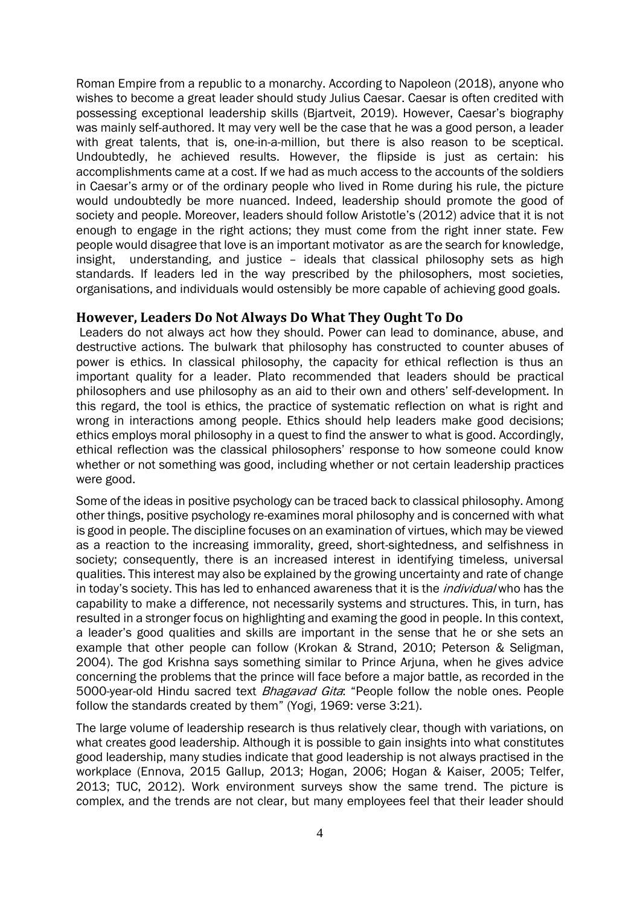Roman Empire from a republic to a monarchy. According to Napoleon (2018), anyone who wishes to become a great leader should study Julius Caesar. Caesar is often credited with possessing exceptional leadership skills (Bjartveit, 2019). However, Caesar's biography was mainly self-authored. It may very well be the case that he was a good person, a leader with great talents, that is, one-in-a-million, but there is also reason to be sceptical. Undoubtedly, he achieved results. However, the flipside is just as certain: his accomplishments came at a cost. If we had as much access to the accounts of the soldiers in Caesar's army or of the ordinary people who lived in Rome during his rule, the picture would undoubtedly be more nuanced. Indeed, leadership should promote the good of society and people. Moreover, leaders should follow Aristotle's (2012) advice that it is not enough to engage in the right actions; they must come from the right inner state. Few people would disagree that love is an important motivator as are the search for knowledge, insight, understanding, and justice – ideals that classical philosophy sets as high standards. If leaders led in the way prescribed by the philosophers, most societies, organisations, and individuals would ostensibly be more capable of achieving good goals.

## However, Leaders Do Not Always Do What They Ought To Do

Leaders do not always act how they should. Power can lead to dominance, abuse, and destructive actions. The bulwark that philosophy has constructed to counter abuses of power is ethics. In classical philosophy, the capacity for ethical reflection is thus an important quality for a leader. Plato recommended that leaders should be practical philosophers and use philosophy as an aid to their own and others' self-development. In this regard, the tool is ethics, the practice of systematic reflection on what is right and wrong in interactions among people. Ethics should help leaders make good decisions; ethics employs moral philosophy in a quest to find the answer to what is good. Accordingly, ethical reflection was the classical philosophers' response to how someone could know whether or not something was good, including whether or not certain leadership practices were good.

Some of the ideas in positive psychology can be traced back to classical philosophy. Among other things, positive psychology re-examines moral philosophy and is concerned with what is good in people. The discipline focuses on an examination of virtues, which may be viewed as a reaction to the increasing immorality, greed, short-sightedness, and selfishness in society; consequently, there is an increased interest in identifying timeless, universal qualities. This interest may also be explained by the growing uncertainty and rate of change in today's society. This has led to enhanced awareness that it is the *individual* who has the capability to make a difference, not necessarily systems and structures. This, in turn, has resulted in a stronger focus on highlighting and examing the good in people. In this context, a leader's good qualities and skills are important in the sense that he or she sets an example that other people can follow (Krokan & Strand, 2010; Peterson & Seligman, 2004). The god Krishna says something similar to Prince Arjuna, when he gives advice concerning the problems that the prince will face before a major battle, as recorded in the 5000-year-old Hindu sacred text *Bhagavad Gita*: "People follow the noble ones. People follow the standards created by them" (Yogi, 1969: verse 3:21).

The large volume of leadership research is thus relatively clear, though with variations, on what creates good leadership. Although it is possible to gain insights into what constitutes good leadership, many studies indicate that good leadership is not always practised in the workplace (Ennova, 2015 Gallup, 2013; Hogan, 2006; Hogan & Kaiser, 2005; Telfer, 2013; TUC, 2012). Work environment surveys show the same trend. The picture is complex, and the trends are not clear, but many employees feel that their leader should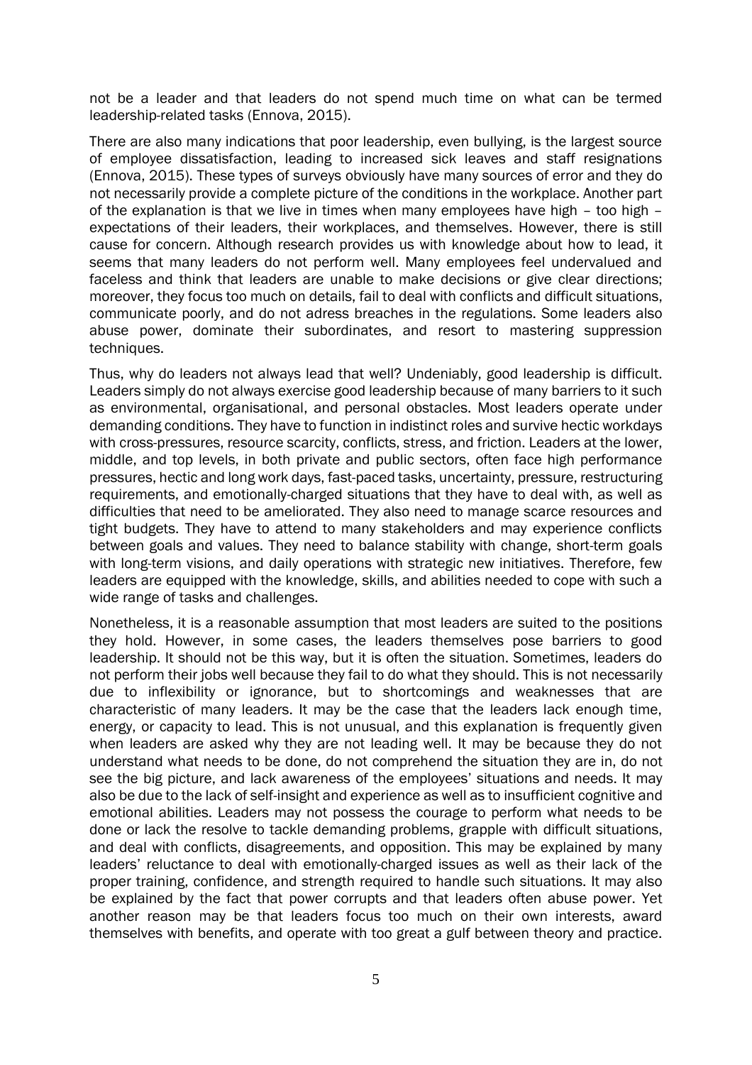not be a leader and that leaders do not spend much time on what can be termed leadership-related tasks (Ennova, 2015).

There are also many indications that poor leadership, even bullying, is the largest source of employee dissatisfaction, leading to increased sick leaves and staff resignations (Ennova, 2015). These types of surveys obviously have many sources of error and they do not necessarily provide a complete picture of the conditions in the workplace. Another part of the explanation is that we live in times when many employees have high – too high – expectations of their leaders, their workplaces, and themselves. However, there is still cause for concern. Although research provides us with knowledge about how to lead, it seems that many leaders do not perform well. Many employees feel undervalued and faceless and think that leaders are unable to make decisions or give clear directions; moreover, they focus too much on details, fail to deal with conflicts and difficult situations, communicate poorly, and do not adress breaches in the regulations. Some leaders also abuse power, dominate their subordinates, and resort to mastering suppression techniques.

Thus, why do leaders not always lead that well? Undeniably, good leadership is difficult. Leaders simply do not always exercise good leadership because of many barriers to it such as environmental, organisational, and personal obstacles. Most leaders operate under demanding conditions. They have to function in indistinct roles and survive hectic workdays with cross-pressures, resource scarcity, conflicts, stress, and friction. Leaders at the lower, middle, and top levels, in both private and public sectors, often face high performance pressures, hectic and long work days, fast-paced tasks, uncertainty, pressure, restructuring requirements, and emotionally-charged situations that they have to deal with, as well as difficulties that need to be ameliorated. They also need to manage scarce resources and tight budgets. They have to attend to many stakeholders and may experience conflicts between goals and values. They need to balance stability with change, short-term goals with long-term visions, and daily operations with strategic new initiatives. Therefore, few leaders are equipped with the knowledge, skills, and abilities needed to cope with such a wide range of tasks and challenges.

Nonetheless, it is a reasonable assumption that most leaders are suited to the positions they hold. However, in some cases, the leaders themselves pose barriers to good leadership. It should not be this way, but it is often the situation. Sometimes, leaders do not perform their jobs well because they fail to do what they should. This is not necessarily due to inflexibility or ignorance, but to shortcomings and weaknesses that are characteristic of many leaders. It may be the case that the leaders lack enough time, energy, or capacity to lead. This is not unusual, and this explanation is frequently given when leaders are asked why they are not leading well. It may be because they do not understand what needs to be done, do not comprehend the situation they are in, do not see the big picture, and lack awareness of the employees' situations and needs. It may also be due to the lack of self-insight and experience as well as to insufficient cognitive and emotional abilities. Leaders may not possess the courage to perform what needs to be done or lack the resolve to tackle demanding problems, grapple with difficult situations, and deal with conflicts, disagreements, and opposition. This may be explained by many leaders' reluctance to deal with emotionally-charged issues as well as their lack of the proper training, confidence, and strength required to handle such situations. It may also be explained by the fact that power corrupts and that leaders often abuse power. Yet another reason may be that leaders focus too much on their own interests, award themselves with benefits, and operate with too great a gulf between theory and practice.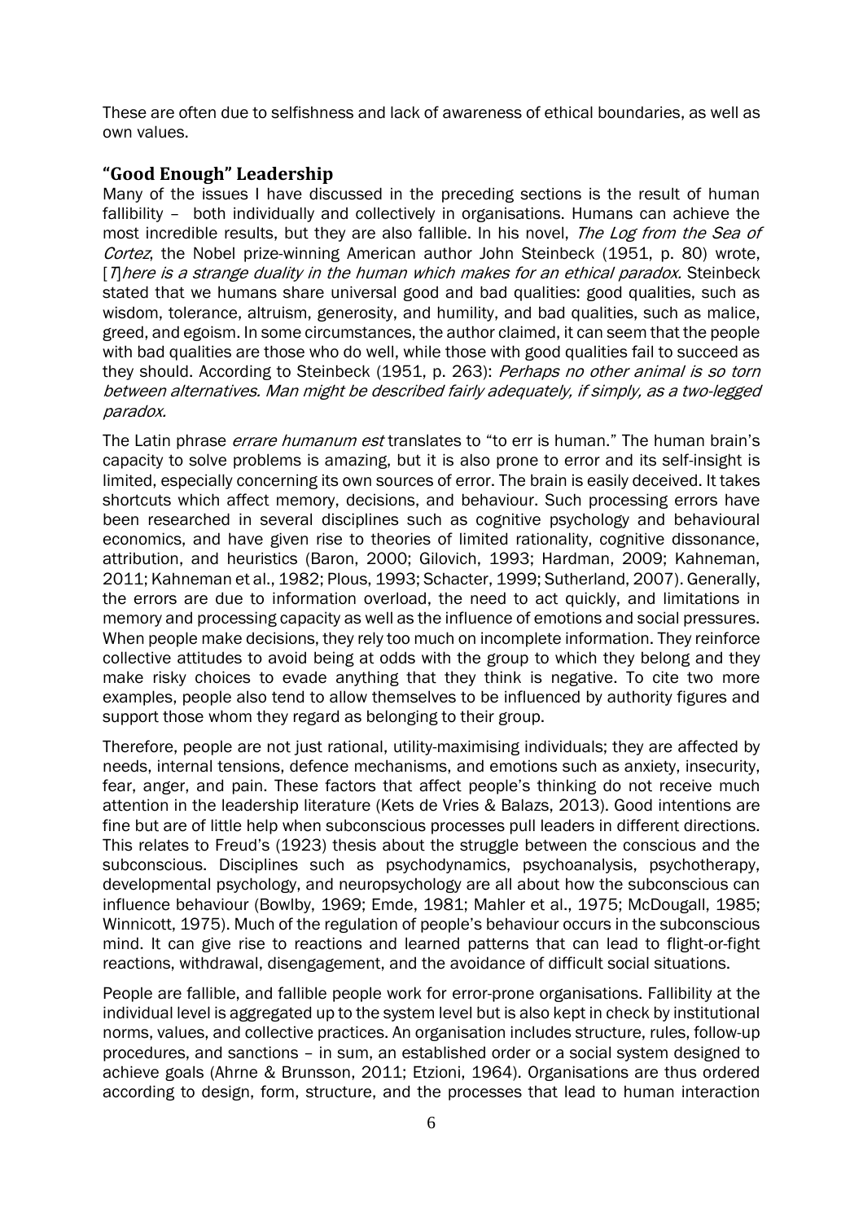These are often due to selfishness and lack of awareness of ethical boundaries, as well as own values.

## "Good Enough" Leadership

Many of the issues I have discussed in the preceding sections is the result of human fallibility – both individually and collectively in organisations. Humans can achieve the most incredible results, but they are also fallible. In his novel, *The Log from the Sea of Cortez*, the Nobel prize-winning American author John Steinbeck (1951, p. 80) wrote, *[T]here is a strange duality in the human which makes for an ethical paradox.* Steinbeck stated that we humans share universal good and bad qualities: good qualities, such as wisdom, tolerance, altruism, generosity, and humility, and bad qualities, such as malice, greed, and egoism. In some circumstances, the author claimed, it can seem that the people with bad qualities are those who do well, while those with good qualities fail to succeed as they should. According to Steinbeck (1951, p. 263): *Perhaps no other animal is so torn between alternatives. Man might be described fairly adequately, if simply, as a two-legged paradox.*

The Latin phrase *errare humanum est* translates to "to err is human." The human brain's capacity to solve problems is amazing, but it is also prone to error and its self-insight is limited, especially concerning its own sources of error. The brain is easily deceived. It takes shortcuts which affect memory, decisions, and behaviour. Such processing errors have been researched in several disciplines such as cognitive psychology and behavioural economics, and have given rise to theories of limited rationality, cognitive dissonance, attribution, and heuristics (Baron, 2000; Gilovich, 1993; Hardman, 2009; Kahneman, 2011; Kahneman et al., 1982; Plous, 1993; Schacter, 1999; Sutherland, 2007). Generally, the errors are due to information overload, the need to act quickly, and limitations in memory and processing capacity as well as the influence of emotions and social pressures. When people make decisions, they rely too much on incomplete information. They reinforce collective attitudes to avoid being at odds with the group to which they belong and they make risky choices to evade anything that they think is negative. To cite two more examples, people also tend to allow themselves to be influenced by authority figures and support those whom they regard as belonging to their group.

Therefore, people are not just rational, utility-maximising individuals; they are affected by needs, internal tensions, defence mechanisms, and emotions such as anxiety, insecurity, fear, anger, and pain. These factors that affect people's thinking do not receive much attention in the leadership literature (Kets de Vries & Balazs, 2013). Good intentions are fine but are of little help when subconscious processes pull leaders in different directions. This relates to Freud's (1923) thesis about the struggle between the conscious and the subconscious. Disciplines such as psychodynamics, psychoanalysis, psychotherapy, developmental psychology, and neuropsychology are all about how the subconscious can influence behaviour (Bowlby, 1969; Emde, 1981; Mahler et al., 1975; McDougall, 1985; Winnicott, 1975). Much of the regulation of people's behaviour occurs in the subconscious mind. It can give rise to reactions and learned patterns that can lead to flight-or-fight reactions, withdrawal, disengagement, and the avoidance of difficult social situations.

People are fallible, and fallible people work for error-prone organisations. Fallibility at the individual level is aggregated up to the system level but is also kept in check by institutional norms, values, and collective practices. An organisation includes structure, rules, follow-up procedures, and sanctions – in sum, an established order or a social system designed to achieve goals (Ahrne & Brunsson, 2011; Etzioni, 1964). Organisations are thus ordered according to design, form, structure, and the processes that lead to human interaction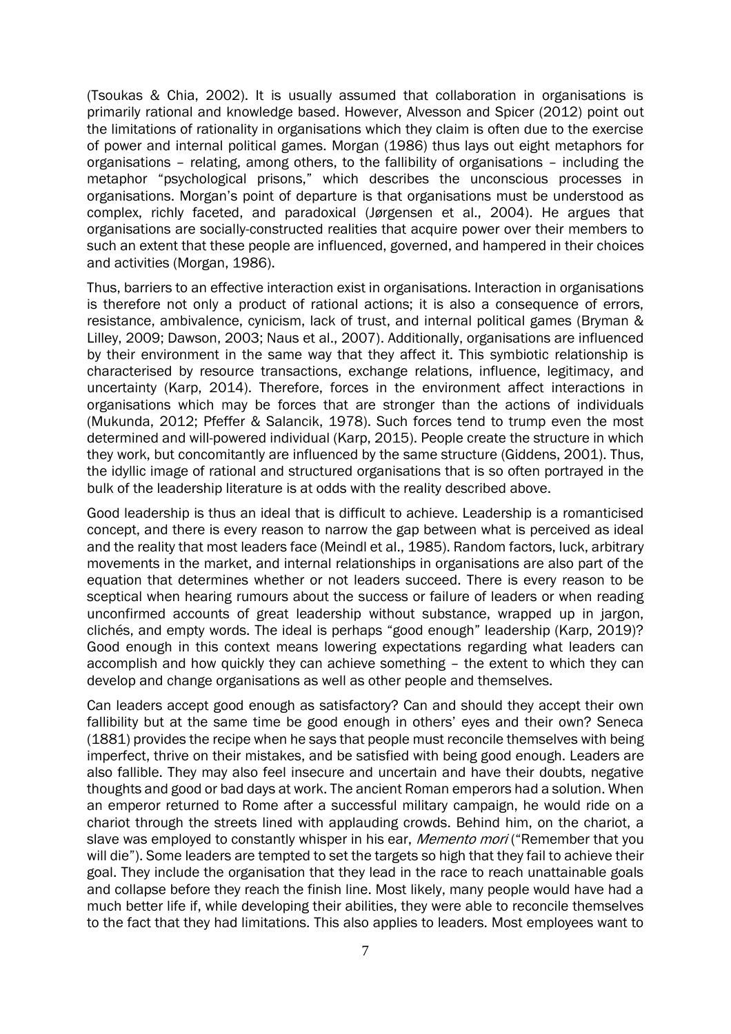(Tsoukas & Chia, 2002). It is usually assumed that collaboration in organisations is primarily rational and knowledge based. However, Alvesson and Spicer (2012) point out the limitations of rationality in organisations which they claim is often due to the exercise of power and internal political games. Morgan (1986) thus lays out eight metaphors for organisations – relating, among others, to the fallibility of organisations – including the metaphor "psychological prisons," which describes the unconscious processes in organisations. Morgan's point of departure is that organisations must be understood as complex, richly faceted, and paradoxical (Jørgensen et al., 2004). He argues that organisations are socially-constructed realities that acquire power over their members to such an extent that these people are influenced, governed, and hampered in their choices and activities (Morgan, 1986).

Thus, barriers to an effective interaction exist in organisations. Interaction in organisations is therefore not only a product of rational actions; it is also a consequence of errors, resistance, ambivalence, cynicism, lack of trust, and internal political games (Bryman & Lilley, 2009; Dawson, 2003; Naus et al., 2007). Additionally, organisations are influenced by their environment in the same way that they affect it. This symbiotic relationship is characterised by resource transactions, exchange relations, influence, legitimacy, and uncertainty (Karp, 2014). Therefore, forces in the environment affect interactions in organisations which may be forces that are stronger than the actions of individuals (Mukunda, 2012; Pfeffer & Salancik, 1978). Such forces tend to trump even the most determined and will-powered individual (Karp, 2015). People create the structure in which they work, but concomitantly are influenced by the same structure (Giddens, 2001). Thus, the idyllic image of rational and structured organisations that is so often portrayed in the bulk of the leadership literature is at odds with the reality described above.

Good leadership is thus an ideal that is difficult to achieve. Leadership is a romanticised concept, and there is every reason to narrow the gap between what is perceived as ideal and the reality that most leaders face (Meindl et al., 1985). Random factors, luck, arbitrary movements in the market, and internal relationships in organisations are also part of the equation that determines whether or not leaders succeed. There is every reason to be sceptical when hearing rumours about the success or failure of leaders or when reading unconfirmed accounts of great leadership without substance, wrapped up in jargon, clichés, and empty words. The ideal is perhaps "good enough" leadership (Karp, 2019)? Good enough in this context means lowering expectations regarding what leaders can accomplish and how quickly they can achieve something – the extent to which they can develop and change organisations as well as other people and themselves.

Can leaders accept good enough as satisfactory? Can and should they accept their own fallibility but at the same time be good enough in others' eyes and their own? Seneca (1881) provides the recipe when he says that people must reconcile themselves with being imperfect, thrive on their mistakes, and be satisfied with being good enough. Leaders are also fallible. They may also feel insecure and uncertain and have their doubts, negative thoughts and good or bad days at work. The ancient Roman emperors had a solution. When an emperor returned to Rome after a successful military campaign, he would ride on a chariot through the streets lined with applauding crowds. Behind him, on the chariot, a slave was employed to constantly whisper in his ear, *Memento mori* ("Remember that you will die"). Some leaders are tempted to set the targets so high that they fail to achieve their goal. They include the organisation that they lead in the race to reach unattainable goals and collapse before they reach the finish line. Most likely, many people would have had a much better life if, while developing their abilities, they were able to reconcile themselves to the fact that they had limitations. This also applies to leaders. Most employees want to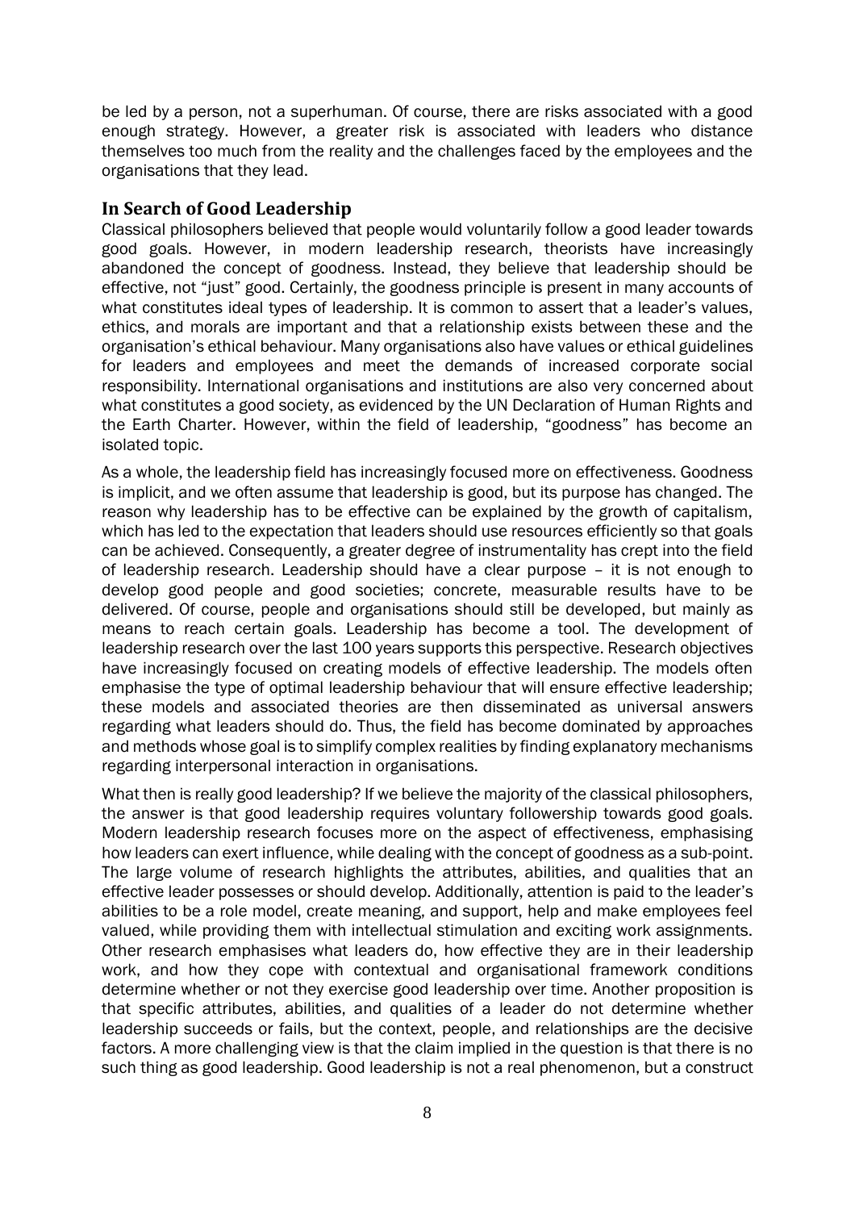be led by a person, not a superhuman. Of course, there are risks associated with a good enough strategy. However, a greater risk is associated with leaders who distance themselves too much from the reality and the challenges faced by the employees and the organisations that they lead.

## In Search of Good Leadership

Classical philosophers believed that people would voluntarily follow a good leader towards good goals. However, in modern leadership research, theorists have increasingly abandoned the concept of goodness. Instead, they believe that leadership should be effective, not "just" good. Certainly, the goodness principle is present in many accounts of what constitutes ideal types of leadership. It is common to assert that a leader's values, ethics, and morals are important and that a relationship exists between these and the organisation's ethical behaviour. Many organisations also have values or ethical guidelines for leaders and employees and meet the demands of increased corporate social responsibility. International organisations and institutions are also very concerned about what constitutes a good society, as evidenced by the UN Declaration of Human Rights and the Earth Charter. However, within the field of leadership, "goodness" has become an isolated topic.

As a whole, the leadership field has increasingly focused more on effectiveness. Goodness is implicit, and we often assume that leadership is good, but its purpose has changed. The reason why leadership has to be effective can be explained by the growth of capitalism, which has led to the expectation that leaders should use resources efficiently so that goals can be achieved. Consequently, a greater degree of instrumentality has crept into the field of leadership research. Leadership should have a clear purpose – it is not enough to develop good people and good societies; concrete, measurable results have to be delivered. Of course, people and organisations should still be developed, but mainly as means to reach certain goals. Leadership has become a tool. The development of leadership research over the last 100 years supports this perspective. Research objectives have increasingly focused on creating models of effective leadership. The models often emphasise the type of optimal leadership behaviour that will ensure effective leadership; these models and associated theories are then disseminated as universal answers regarding what leaders should do. Thus, the field has become dominated by approaches and methods whose goal is to simplify complex realities by finding explanatory mechanisms regarding interpersonal interaction in organisations.

What then is really good leadership? If we believe the majority of the classical philosophers, the answer is that good leadership requires voluntary followership towards good goals. Modern leadership research focuses more on the aspect of effectiveness, emphasising how leaders can exert influence, while dealing with the concept of goodness as a sub-point. The large volume of research highlights the attributes, abilities, and qualities that an effective leader possesses or should develop. Additionally, attention is paid to the leader's abilities to be a role model, create meaning, and support, help and make employees feel valued, while providing them with intellectual stimulation and exciting work assignments. Other research emphasises what leaders do, how effective they are in their leadership work, and how they cope with contextual and organisational framework conditions determine whether or not they exercise good leadership over time. Another proposition is that specific attributes, abilities, and qualities of a leader do not determine whether leadership succeeds or fails, but the context, people, and relationships are the decisive factors. A more challenging view is that the claim implied in the question is that there is no such thing as good leadership. Good leadership is not a real phenomenon, but a construct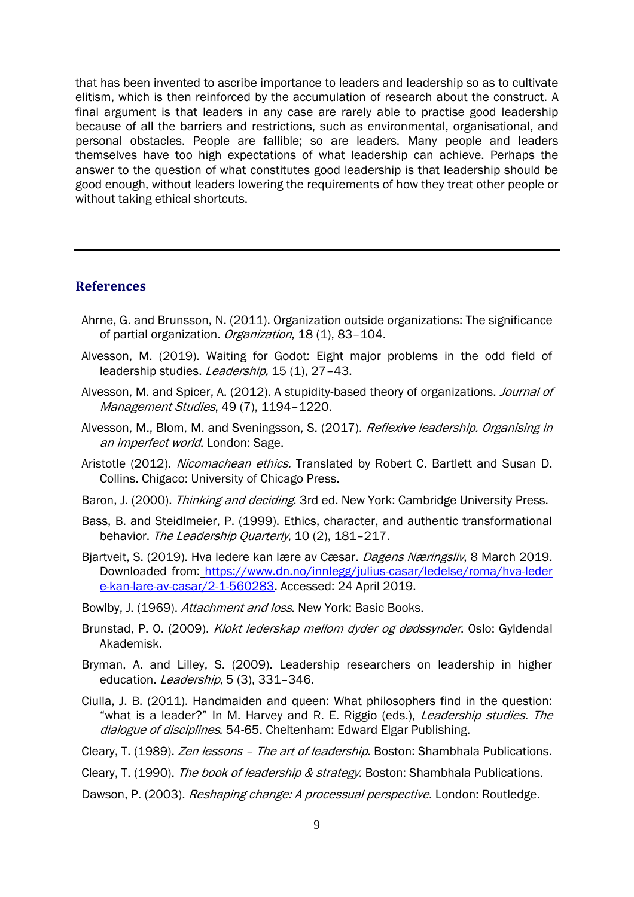that has been invented to ascribe importance to leaders and leadership so as to cultivate elitism, which is then reinforced by the accumulation of research about the construct. A final argument is that leaders in any case are rarely able to practise good leadership because of all the barriers and restrictions, such as environmental, organisational, and personal obstacles. People are fallible; so are leaders. Many people and leaders themselves have too high expectations of what leadership can achieve. Perhaps the answer to the question of what constitutes good leadership is that leadership should be good enough, without leaders lowering the requirements of how they treat other people or without taking ethical shortcuts.

---

## References

Ahrne, G. and Brunsson, N. (2011). Organization outside organizations: The significance of partial organization. *Organization*, 18 (1), 83–104.

Alvesson, M. (2019). Waiting for Godot: Eight major problems in the odd field of leadership studies. *Leadership,* 15 (1), 27–43.

Alvesson, M. and Spicer, A. (2012). A stupidity-based theory of organizations. *Journal of Management Studies*, 49 (7), 1194–1220.

Alvesson, M., Blom, M. and Sveningsson, S. (2017). *Reflexive leadership. Organising in an imperfect world*. London: Sage.

Aristotle (2012). *Nicomachean ethics.* Translated by Robert C. Bartlett and Susan D. Collins. Chigaco: University of Chicago Press.

Baron, J. (2000). *Thinking and deciding*. 3rd ed. New York: Cambridge University Press.

Bass, B. and Steidlmeier, P. (1999). Ethics, character, and authentic transformational behavior. *The Leadership Quarterly*, 10 (2), 181–217.

Bjartveit, S. (2019). Hva ledere kan lære av Cæsar. *Dagens Næringsliv*, 8 March 2019. Downloaded from: https://www.dn.no/innlegg/julius-casar/ledelse/roma/hva-ledere-kan-lare-av-casar/2-1-560283. Accessed: 24 April 2019.

Bowlby, J. (1969). *Attachment and loss*. New York: Basic Books.

Brunstad, P. O. (2009). *Klokt lederskap mellom dyder og dødssynder*. Oslo: Gyldendal Akademisk.

Bryman, A. and Lilley, S. (2009). Leadership researchers on leadership in higher education. *Leadership*, 5 (3), 331–346.

Ciulla, J. B. (2011). Handmaiden and queen: What philosophers find in the question: "what is a leader?" In M. Harvey and R. E. Riggio (eds.), *Leadership studies. The dialogue of disciplines*. 54-65. Cheltenham: Edward Elgar Publishing.

Cleary, T. (1989). *Zen lessons – The art of leadership*. Boston: Shambhala Publications.

Cleary, T. (1990). *The book of leadership & strategy*. Boston: Shambhala Publications.

Dawson, P. (2003). *Reshaping change: A processual perspective*. London: Routledge.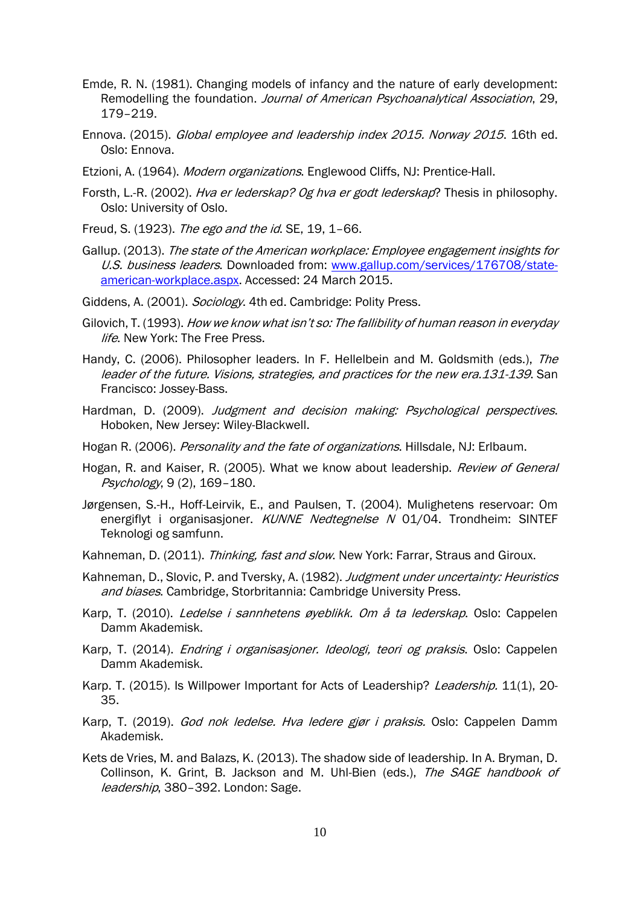Emde, R. N. (1981). Changing models of infancy and the nature of early development: Remodelling the foundation. *Journal of American Psychoanalytical Association*, 29, 179–219.

Ennova. (2015). *Global employee and leadership index 2015. Norway 2015*. 16th ed. Oslo: Ennova.

Etzioni, A. (1964). *Modern organizations*. Englewood Cliffs, NJ: Prentice-Hall.

Forsth, L.-R. (2002). *Hva er lederskap? Og hva er godt lederskap*? Thesis in philosophy. Oslo: University of Oslo.

Freud, S. (1923). *The ego and the id*. SE, 19, 1–66.

Gallup. (2013). *The state of the American workplace: Employee engagement insights for U.S. business leaders*. Downloaded from: www.gallup.com/services/176708/state-american-workplace.aspx. Accessed: 24 March 2015.

Giddens, A. (2001). *Sociology*. 4th ed. Cambridge: Polity Press.

Gilovich, T. (1993). *How we know what isn't so: The fallibility of human reason in everyday life*. New York: The Free Press.

Handy, C. (2006). Philosopher leaders. In F. Hellelbein and M. Goldsmith (eds.), *The leader of the future. Visions, strategies, and practices for the new era.131-139*. San Francisco: Jossey-Bass.

Hardman, D. (2009). *Judgment and decision making: Psychological perspectives*. Hoboken, New Jersey: Wiley-Blackwell.

Hogan R. (2006). *Personality and the fate of organizations*. Hillsdale, NJ: Erlbaum.

Hogan, R. and Kaiser, R. (2005). What we know about leadership. *Review of General Psychology*, 9 (2), 169–180.

Jørgensen, S.-H., Hoff-Leirvik, E., and Paulsen, T. (2004). Mulighetens reservoar: Om energiflyt i organisasjoner. *KUNNE Nedtegnelse N* 01/04. Trondheim: SINTEF Teknologi og samfunn.

Kahneman, D. (2011). *Thinking, fast and slow*. New York: Farrar, Straus and Giroux.

Kahneman, D., Slovic, P. and Tversky, A. (1982). *Judgment under uncertainty: Heuristics and biases*. Cambridge, Storbritannia: Cambridge University Press.

Karp, T. (2010). *Ledelse i sannhetens øyeblikk. Om å ta lederskap*. Oslo: Cappelen Damm Akademisk.

Karp, T. (2014). *Endring i organisasjoner. Ideologi, teori og praksis*. Oslo: Cappelen Damm Akademisk.

Karp. T. (2015). Is Willpower Important for Acts of Leadership? *Leadership.* 11(1), 20-35.

Karp, T. (2019). *God nok ledelse. Hva ledere gjør i praksis.* Oslo: Cappelen Damm Akademisk.

Kets de Vries, M. and Balazs, K. (2013). The shadow side of leadership. In A. Bryman, D. Collinson, K. Grint, B. Jackson and M. Uhl-Bien (eds.), *The SAGE handbook of leadership*, 380–392. London: Sage.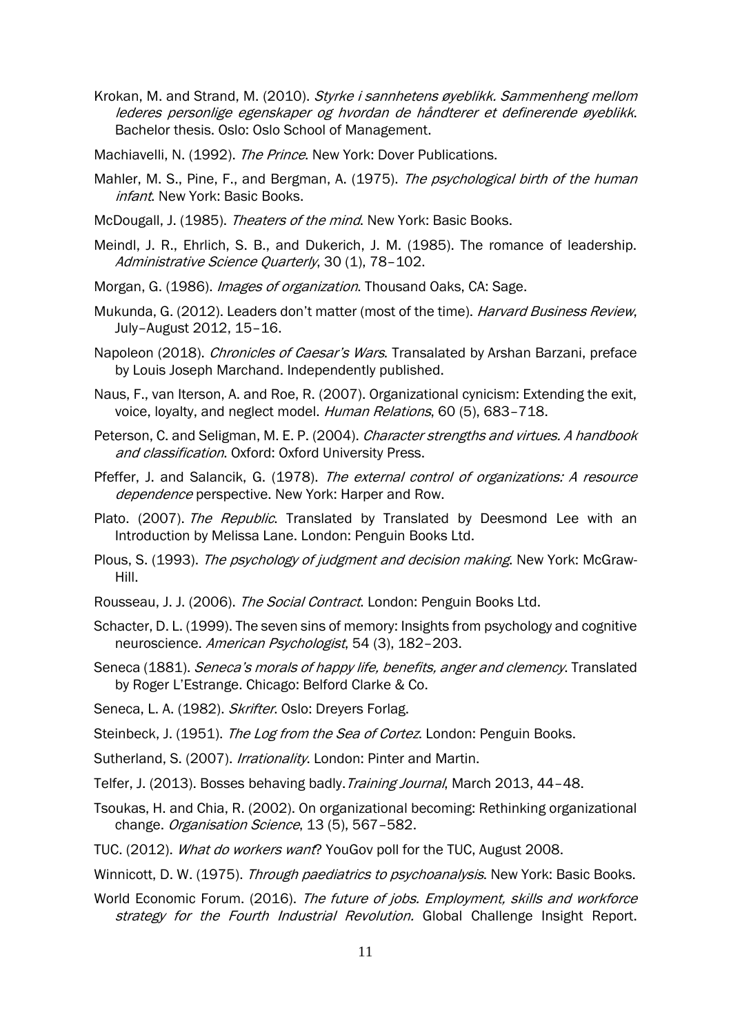Krokan, M. and Strand, M. (2010). *Styrke i sannhetens øyeblikk. Sammenheng mellom lederes personlige egenskaper og hvordan de håndterer et definerende øyeblikk*. Bachelor thesis. Oslo: Oslo School of Management.

Machiavelli, N. (1992). *The Prince*. New York: Dover Publications.

Mahler, M. S., Pine, F., and Bergman, A. (1975). *The psychological birth of the human infant*. New York: Basic Books.

McDougall, J. (1985). *Theaters of the mind*. New York: Basic Books.

Meindl, J. R., Ehrlich, S. B., and Dukerich, J. M. (1985). The romance of leadership. *Administrative Science Quarterly*, 30 (1), 78–102.

Morgan, G. (1986). *Images of organization*. Thousand Oaks, CA: Sage.

Mukunda, G. (2012). Leaders don't matter (most of the time). *Harvard Business Review*, July–August 2012, 15–16.

Napoleon (2018). *Chronicles of Caesar's Wars*. Transalated by Arshan Barzani, preface by Louis Joseph Marchand. Independently published.

Naus, F., van Iterson, A. and Roe, R. (2007). Organizational cynicism: Extending the exit, voice, loyalty, and neglect model. *Human Relations*, 60 (5), 683–718.

Peterson, C. and Seligman, M. E. P. (2004). *Character strengths and virtues. A handbook and classification*. Oxford: Oxford University Press.

Pfeffer, J. and Salancik, G. (1978). *The external control of organizations: A resource dependence* perspective. New York: Harper and Row.

Plato. (2007). *The Republic*. Translated by Translated by Deesmond Lee with an Introduction by Melissa Lane. London: Penguin Books Ltd.

Plous, S. (1993). *The psychology of judgment and decision making*. New York: McGraw-Hill.

Rousseau, J. J. (2006). *The Social Contract*. London: Penguin Books Ltd.

Schacter, D. L. (1999). The seven sins of memory: Insights from psychology and cognitive neuroscience. *American Psychologist*, 54 (3), 182–203.

Seneca (1881). *Seneca's morals of happy life, benefits, anger and clemency*. Translated by Roger L'Estrange. Chicago: Belford Clarke & Co.

Seneca, L. A. (1982). *Skrifter*. Oslo: Dreyers Forlag.

Steinbeck, J. (1951). *The Log from the Sea of Cortez*. London: Penguin Books.

Sutherland, S. (2007). *Irrationality*. London: Pinter and Martin.

Telfer, J. (2013). Bosses behaving badly. *Training Journal*, March 2013, 44–48.

Tsoukas, H. and Chia, R. (2002). On organizational becoming: Rethinking organizational change. *Organisation Science*, 13 (5), 567–582.

TUC. (2012). *What do workers want*? YouGov poll for the TUC, August 2008.

Winnicott, D. W. (1975). *Through paediatrics to psychoanalysis*. New York: Basic Books.

World Economic Forum. (2016). *The future of jobs. Employment, skills and workforce strategy for the Fourth Industrial Revolution.* Global Challenge Insight Report.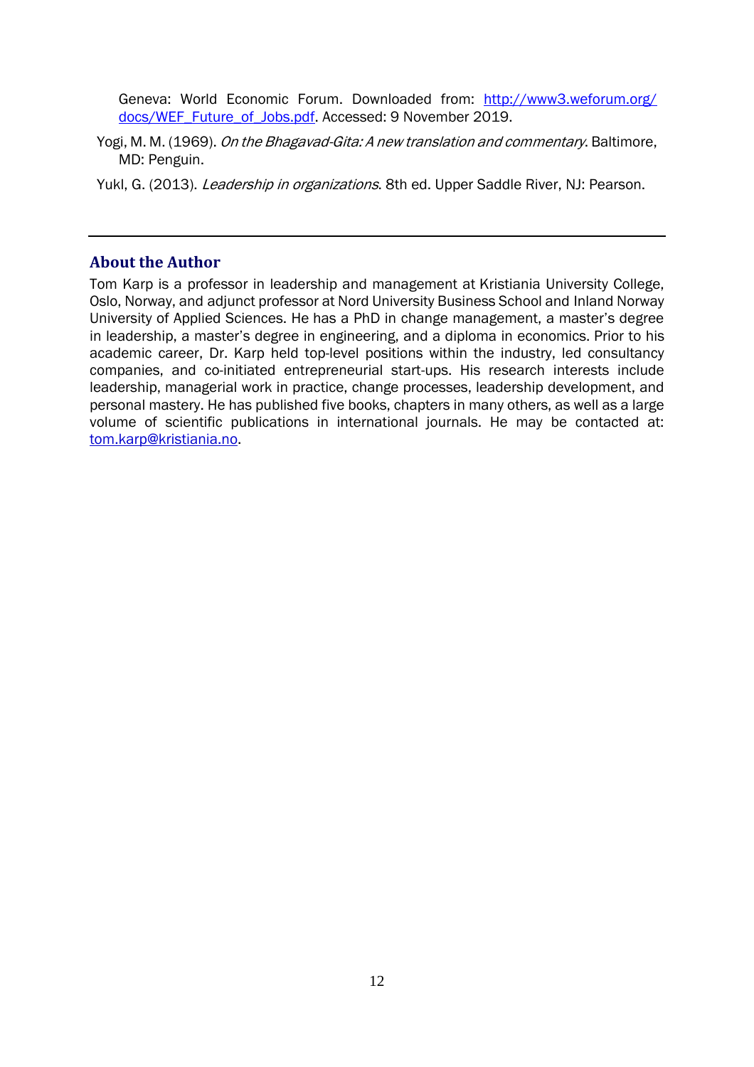Geneva: World Economic Forum. Downloaded from: [http://www3.weforum.org/docs/WEF_Future_of_Jobs.pdf](http://www3.weforum.org/docs/WEF_Future_of_Jobs.pdf). Accessed: 9 November 2019.

Yogi, M. M. (1969). *On the Bhagavad-Gita: A new translation and commentary*. Baltimore, MD: Penguin.

Yukl, G. (2013). *Leadership in organizations*. 8th ed. Upper Saddle River, NJ: Pearson.

---

## About the Author

Tom Karp is a professor in leadership and management at Kristiania University College, Oslo, Norway, and adjunct professor at Nord University Business School and Inland Norway University of Applied Sciences. He has a PhD in change management, a master's degree in leadership, a master's degree in engineering, and a diploma in economics. Prior to his academic career, Dr. Karp held top-level positions within the industry, led consultancy companies, and co-initiated entrepreneurial start-ups. His research interests include leadership, managerial work in practice, change processes, leadership development, and personal mastery. He has published five books, chapters in many others, as well as a large volume of scientific publications in international journals. He may be contacted at: [tom.karp@kristiania.no](mailto:tom.karp@kristiania.no).